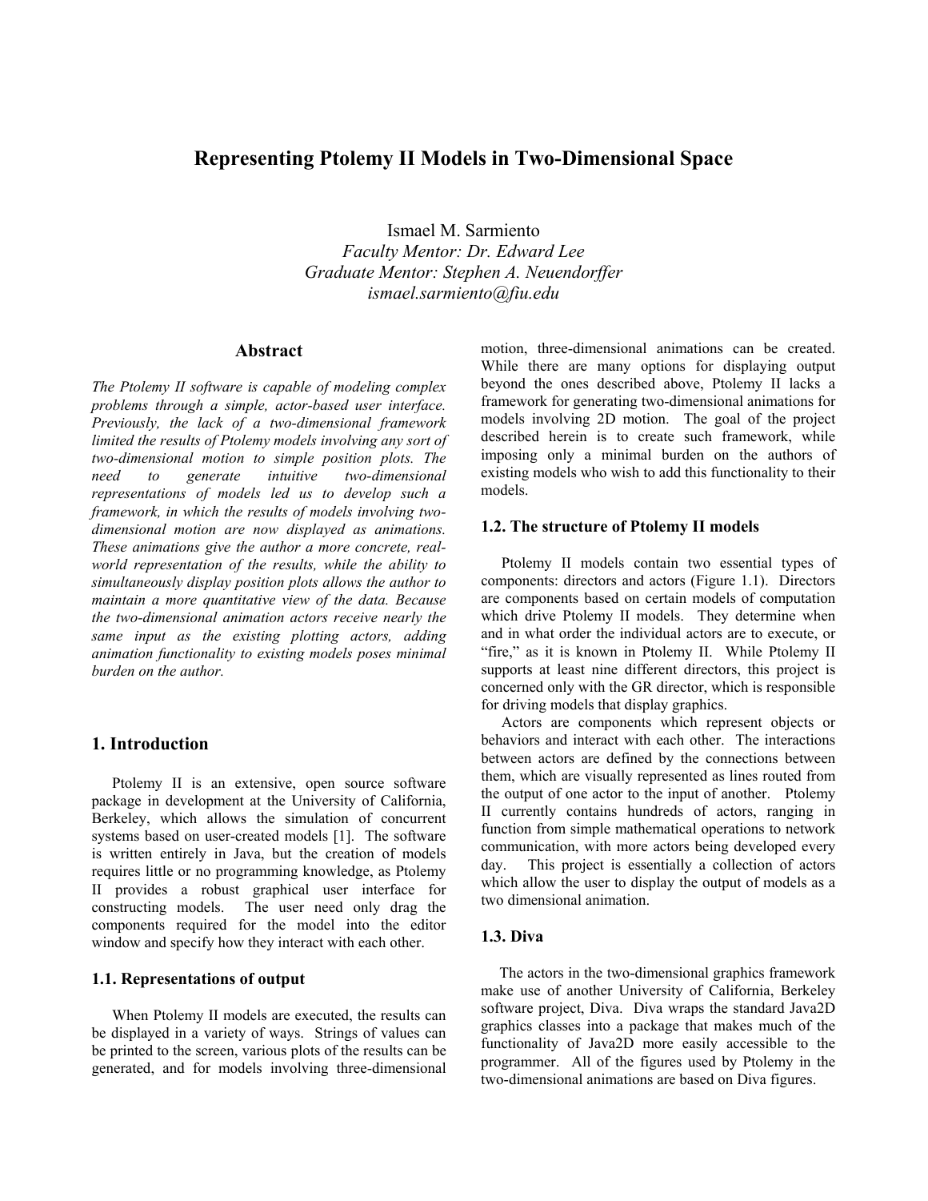# Representing Ptolemy II Models in Two-Dimensional Space

Ismael M. Sarmiento
*Faculty Mentor: Dr. Edward Lee*
*Graduate Mentor: Stephen A. Neuendorffer*
*ismael.sarmiento@fiu.edu*

## Abstract

*The Ptolemy II software is capable of modeling complex problems through a simple, actor-based user interface. Previously, the lack of a two-dimensional framework limited the results of Ptolemy models involving any sort of two-dimensional motion to simple position plots. The need to generate intuitive two-dimensional representations of models led us to develop such a framework, in which the results of models involving two-dimensional motion are now displayed as animations. These animations give the author a more concrete, real-world representation of the results, while the ability to simultaneously display position plots allows the author to maintain a more quantitative view of the data. Because the two-dimensional animation actors receive nearly the same input as the existing plotting actors, adding animation functionality to existing models poses minimal burden on the author.*

## 1. Introduction

Ptolemy II is an extensive, open source software package in development at the University of California, Berkeley, which allows the simulation of concurrent systems based on user-created models [1]. The software is written entirely in Java, but the creation of models requires little or no programming knowledge, as Ptolemy II provides a robust graphical user interface for constructing models. The user need only drag the components required for the model into the editor window and specify how they interact with each other.

### 1.1. Representations of output

When Ptolemy II models are executed, the results can be displayed in a variety of ways. Strings of values can be printed to the screen, various plots of the results can be generated, and for models involving three-dimensional motion, three-dimensional animations can be created. While there are many options for displaying output beyond the ones described above, Ptolemy II lacks a framework for generating two-dimensional animations for models involving 2D motion. The goal of the project described herein is to create such framework, while imposing only a minimal burden on the authors of existing models who wish to add this functionality to their models.

### 1.2. The structure of Ptolemy II models

Ptolemy II models contain two essential types of components: directors and actors (Figure 1.1). Directors are components based on certain models of computation which drive Ptolemy II models. They determine when and in what order the individual actors are to execute, or "fire," as it is known in Ptolemy II. While Ptolemy II supports at least nine different directors, this project is concerned only with the GR director, which is responsible for driving models that display graphics.

Actors are components which represent objects or behaviors and interact with each other. The interactions between actors are defined by the connections between them, which are visually represented as lines routed from the output of one actor to the input of another. Ptolemy II currently contains hundreds of actors, ranging in function from simple mathematical operations to network communication, with more actors being developed every day. This project is essentially a collection of actors which allow the user to display the output of models as a two dimensional animation.

### 1.3. Diva

The actors in the two-dimensional graphics framework make use of another University of California, Berkeley software project, Diva. Diva wraps the standard Java2D graphics classes into a package that makes much of the functionality of Java2D more easily accessible to the programmer. All of the figures used by Ptolemy in the two-dimensional animations are based on Diva figures.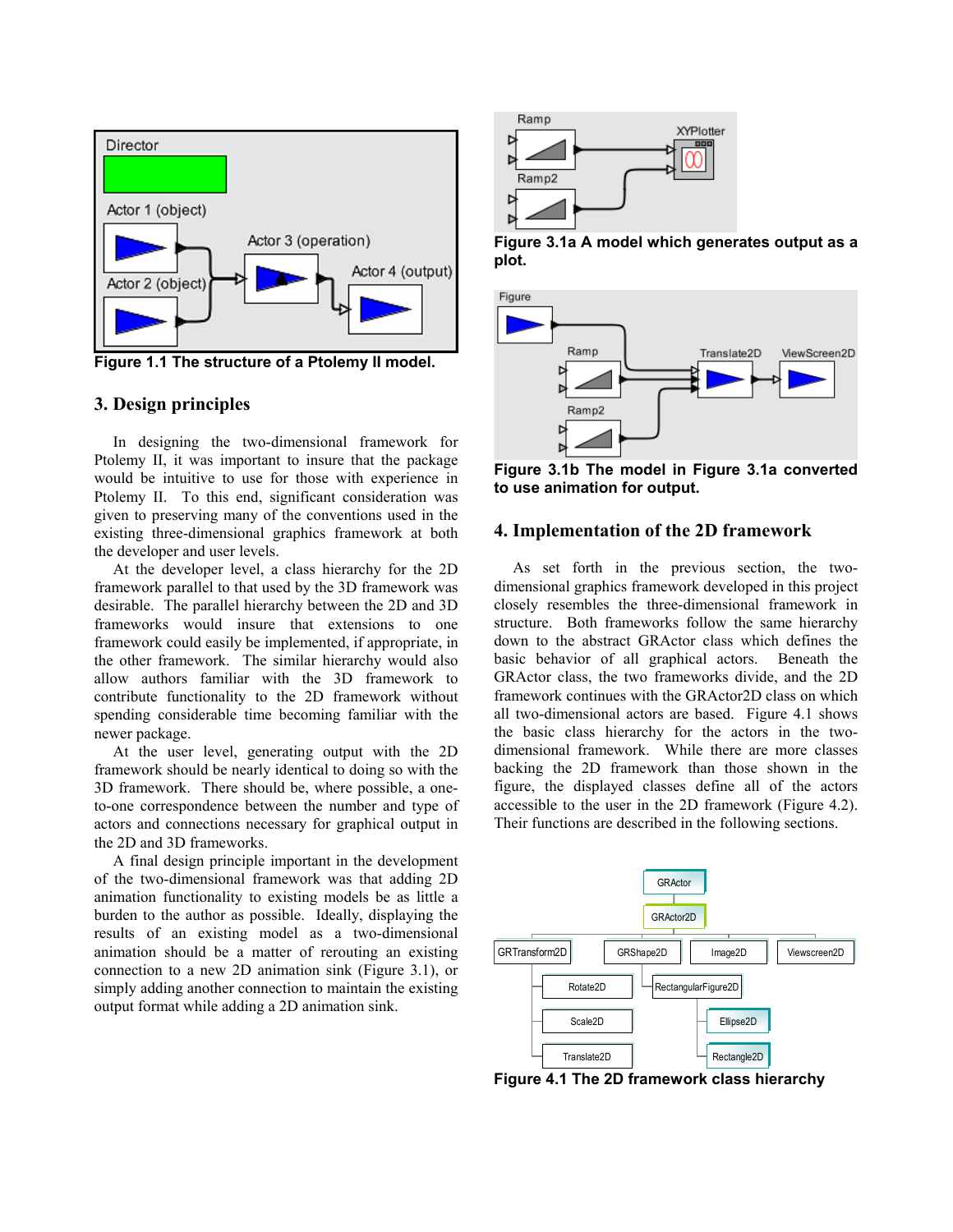Figure 1.1 The structure of a Ptolemy II model.

## 3. Design principles

In designing the two-dimensional framework for Ptolemy II, it was important to insure that the package would be intuitive to use for those with experience in Ptolemy II. To this end, significant consideration was given to preserving many of the conventions used in the existing three-dimensional graphics framework at both the developer and user levels.

At the developer level, a class hierarchy for the 2D framework parallel to that used by the 3D framework was desirable. The parallel hierarchy between the 2D and 3D frameworks would insure that extensions to one framework could easily be implemented, if appropriate, in the other framework. The similar hierarchy would also allow authors familiar with the 3D framework to contribute functionality to the 2D framework without spending considerable time becoming familiar with the newer package.

At the user level, generating output with the 2D framework should be nearly identical to doing so with the 3D framework. There should be, where possible, a one-to-one correspondence between the number and type of actors and connections necessary for graphical output in the 2D and 3D frameworks.

A final design principle important in the development of the two-dimensional framework was that adding 2D animation functionality to existing models be as little a burden to the author as possible. Ideally, displaying the results of an existing model as a two-dimensional animation should be a matter of rerouting an existing connection to a new 2D animation sink (Figure 3.1), or simply adding another connection to maintain the existing output format while adding a 2D animation sink.

Figure 3.1a A model which generates output as a plot.

Figure 3.1b The model in Figure 3.1a converted to use animation for output.

## 4. Implementation of the 2D framework

As set forth in the previous section, the two-dimensional graphics framework developed in this project closely resembles the three-dimensional framework in structure. Both frameworks follow the same hierarchy down to the abstract GRActor class which defines the basic behavior of all graphical actors. Beneath the GRActor class, the two frameworks divide, and the 2D framework continues with the GRActor2D class on which all two-dimensional actors are based. Figure 4.1 shows the basic class hierarchy for the actors in the two-dimensional framework. While there are more classes backing the 2D framework than those shown in the figure, the displayed classes define all of the actors accessible to the user in the 2D framework (Figure 4.2). Their functions are described in the following sections.

Figure 4.1 The 2D framework class hierarchy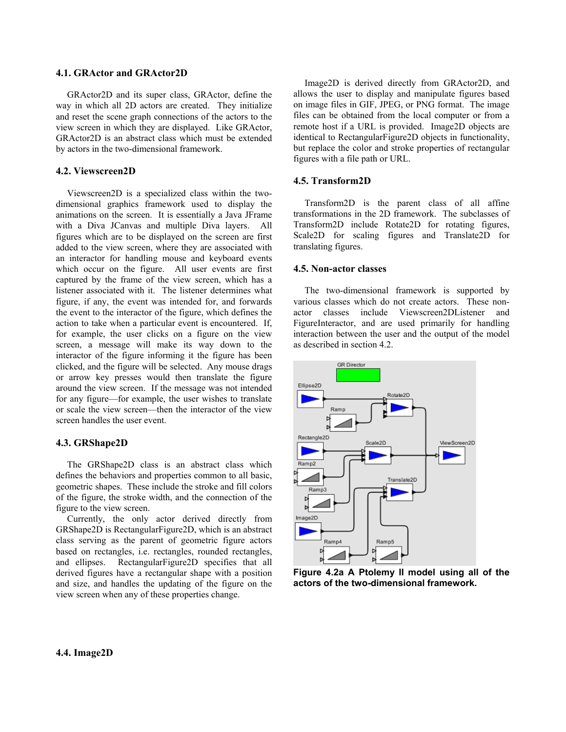### 4.1. GRActor and GRActor2D

GRActor2D and its super class, GRActor, define the way in which all 2D actors are created. They initialize and reset the scene graph connections of the actors to the view screen in which they are displayed. Like GRActor, GRActor2D is an abstract class which must be extended by actors in the two-dimensional framework.

### 4.2. Viewscreen2D

Viewscreen2D is a specialized class within the two-dimensional graphics framework used to display the animations on the screen. It is essentially a Java JFrame with a Diva JCanvas and multiple Diva layers. All figures which are to be displayed on the screen are first added to the view screen, where they are associated with an interactor for handling mouse and keyboard events which occur on the figure. All user events are first captured by the frame of the view screen, which has a listener associated with it. The listener determines what figure, if any, the event was intended for, and forwards the event to the interactor of the figure, which defines the action to take when a particular event is encountered. If, for example, the user clicks on a figure on the view screen, a message will make its way down to the interactor of the figure informing it the figure has been clicked, and the figure will be selected. Any mouse drags or arrow key presses would then translate the figure around the view screen. If the message was not intended for any figure—for example, the user wishes to translate or scale the view screen—then the interactor of the view screen handles the user event.

### 4.3. GRShape2D

The GRShape2D class is an abstract class which defines the behaviors and properties common to all basic, geometric shapes. These include the stroke and fill colors of the figure, the stroke width, and the connection of the figure to the view screen.

Currently, the only actor derived directly from GRShape2D is RectangularFigure2D, which is an abstract class serving as the parent of geometric figure actors based on rectangles, i.e. rectangles, rounded rectangles, and ellipses. RectangularFigure2D specifies that all derived figures have a rectangular shape with a position and size, and handles the updating of the figure on the view screen when any of these properties change.

### 4.4. Image2D

Image2D is derived directly from GRActor2D, and allows the user to display and manipulate figures based on image files in GIF, JPEG, or PNG format. The image files can be obtained from the local computer or from a remote host if a URL is provided. Image2D objects are identical to RectangularFigure2D objects in functionality, but replace the color and stroke properties of rectangular figures with a file path or URL.

### 4.5. Transform2D

Transform2D is the parent class of all affine transformations in the 2D framework. The subclasses of Transform2D include Rotate2D for rotating figures, Scale2D for scaling figures and Translate2D for translating figures.

### 4.5. Non-actor classes

The two-dimensional framework is supported by various classes which do not create actors. These non-actor classes include Viewscreen2DListener and FigureInteractor, and are used primarily for handling interaction between the user and the output of the model as described in section 4.2.

**Figure 4.2a A Ptolemy II model using all of the actors of the two-dimensional framework.**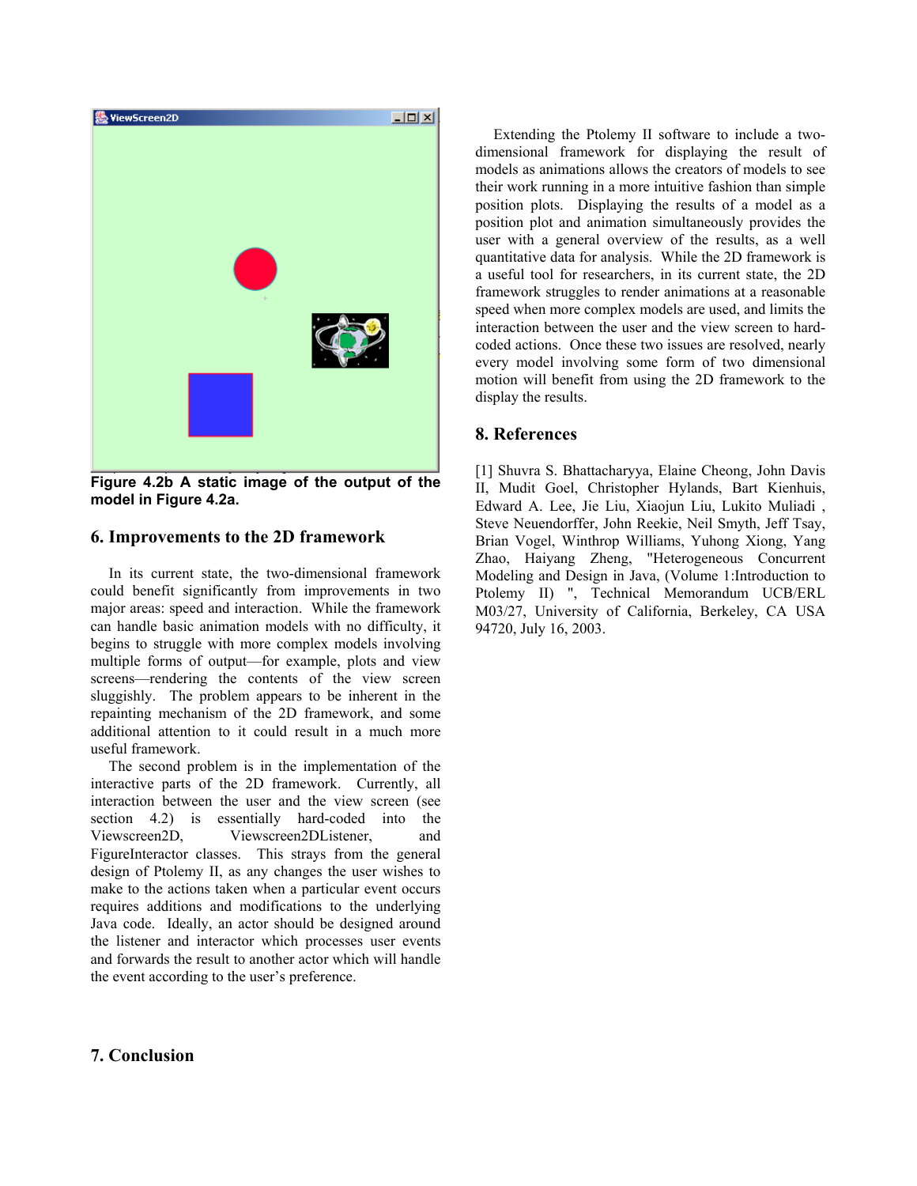**Figure 4.2b A static image of the output of the model in Figure 4.2a.**

## 6. Improvements to the 2D framework

In its current state, the two-dimensional framework could benefit significantly from improvements in two major areas: speed and interaction. While the framework can handle basic animation models with no difficulty, it begins to struggle with more complex models involving multiple forms of output—for example, plots and view screens—rendering the contents of the view screen sluggishly. The problem appears to be inherent in the repainting mechanism of the 2D framework, and some additional attention to it could result in a much more useful framework.

The second problem is in the implementation of the interactive parts of the 2D framework. Currently, all interaction between the user and the view screen (see section 4.2) is essentially hard-coded into the Viewscreen2D, Viewscreen2DListener, and FigureInteractor classes. This strays from the general design of Ptolemy II, as any changes the user wishes to make to the actions taken when a particular event occurs requires additions and modifications to the underlying Java code. Ideally, an actor should be designed around the listener and interactor which processes user events and forwards the result to another actor which will handle the event according to the user's preference.

## 7. Conclusion

Extending the Ptolemy II software to include a two-dimensional framework for displaying the result of models as animations allows the creators of models to see their work running in a more intuitive fashion than simple position plots. Displaying the results of a model as a position plot and animation simultaneously provides the user with a general overview of the results, as a well quantitative data for analysis. While the 2D framework is a useful tool for researchers, in its current state, the 2D framework struggles to render animations at a reasonable speed when more complex models are used, and limits the interaction between the user and the view screen to hard-coded actions. Once these two issues are resolved, nearly every model involving some form of two dimensional motion will benefit from using the 2D framework to the display the results.

## 8. References

[1] Shuvra S. Bhattacharyya, Elaine Cheong, John Davis II, Mudit Goel, Christopher Hylands, Bart Kienhuis, Edward A. Lee, Jie Liu, Xiaojun Liu, Lukito Muliadi , Steve Neuendorffer, John Reekie, Neil Smyth, Jeff Tsay, Brian Vogel, Winthrop Williams, Yuhong Xiong, Yang Zhao, Haiyang Zheng, "Heterogeneous Concurrent Modeling and Design in Java, (Volume 1:Introduction to Ptolemy II) ", Technical Memorandum UCB/ERL M03/27, University of California, Berkeley, CA USA 94720, July 16, 2003.